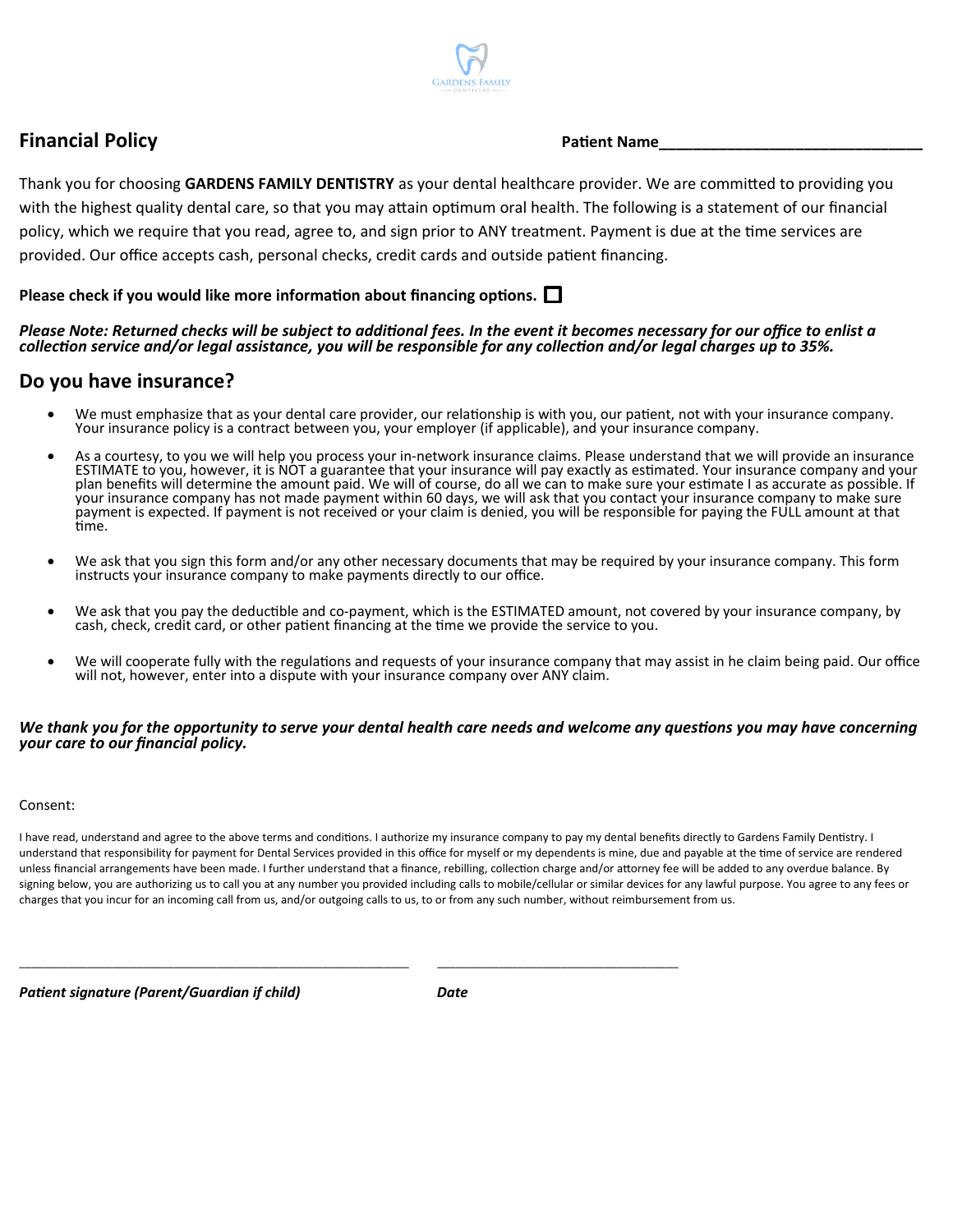GARDENS FAMILY DENTISTRY

## Financial Policy

**Patient Name_______________________________**

Thank you for choosing **GARDENS FAMILY DENTISTRY** as your dental healthcare provider. We are committed to providing you with the highest quality dental care, so that you may attain optimum oral health. The following is a statement of our financial policy, which we require that you read, agree to, and sign prior to ANY treatment. Payment is due at the time services are provided. Our office accepts cash, personal checks, credit cards and outside patient financing.

**Please check if you would like more information about financing options.** ☐

***Please Note: Returned checks will be subject to additional fees. In the event it becomes necessary for our office to enlist a collection service and/or legal assistance, you will be responsible for any collection and/or legal charges up to 35%.***

## Do you have insurance?

- We must emphasize that as your dental care provider, our relationship is with you, our patient, not with your insurance company. Your insurance policy is a contract between you, your employer (if applicable), and your insurance company.
- As a courtesy, to you we will help you process your in-network insurance claims. Please understand that we will provide an insurance ESTIMATE to you, however, it is NOT a guarantee that your insurance will pay exactly as estimated. Your insurance company and your plan benefits will determine the amount paid. We will of course, do all we can to make sure your estimate I as accurate as possible. If your insurance company has not made payment within 60 days, we will ask that you contact your insurance company to make sure payment is expected. If payment is not received or your claim is denied, you will be responsible for paying the FULL amount at that time.
- We ask that you sign this form and/or any other necessary documents that may be required by your insurance company. This form instructs your insurance company to make payments directly to our office.
- We ask that you pay the deductible and co-payment, which is the ESTIMATED amount, not covered by your insurance company, by cash, check, credit card, or other patient financing at the time we provide the service to you.
- We will cooperate fully with the regulations and requests of your insurance company that may assist in he claim being paid. Our office will not, however, enter into a dispute with your insurance company over ANY claim.

***We thank you for the opportunity to serve your dental health care needs and welcome any questions you may have concerning your care to our financial policy.***

Consent:

I have read, understand and agree to the above terms and conditions. I authorize my insurance company to pay my dental benefits directly to Gardens Family Dentistry. I understand that responsibility for payment for Dental Services provided in this office for myself or my dependents is mine, due and payable at the time of service are rendered unless financial arrangements have been made. I further understand that a finance, rebilling, collection charge and/or attorney fee will be added to any overdue balance. By signing below, you are authorizing us to call you at any number you provided including calls to mobile/cellular or similar devices for any lawful purpose. You agree to any fees or charges that you incur for an incoming call from us, and/or outgoing calls to us, to or from any such number, without reimbursement from us.

_______________________________________________ _________________________________

*Patient signature (Parent/Guardian if child)* *Date*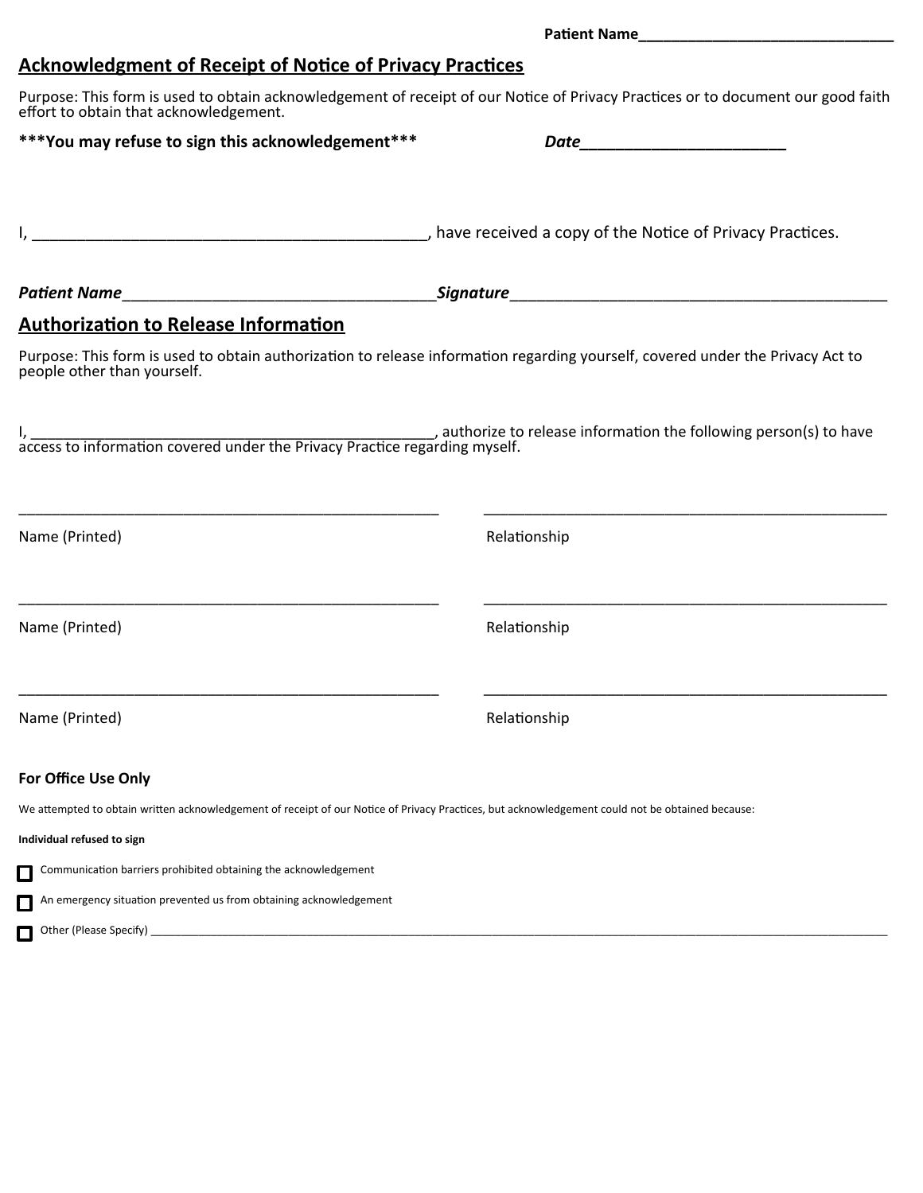**Patient Name**_______________________________

## Acknowledgment of Receipt of Notice of Privacy Practices

Purpose: This form is used to obtain acknowledgement of receipt of our Notice of Privacy Practices or to document our good faith effort to obtain that acknowledgement.

**\*\*\*You may refuse to sign this acknowledgement\*\*\*** ***Date***_______________________

I, _____________________________________________, have received a copy of the Notice of Privacy Practices.

***Patient Name***____________________________________***Signature***____________________________________________

## Authorization to Release Information

Purpose: This form is used to obtain authorization to release information regarding yourself, covered under the Privacy Act to people other than yourself.

I, _________________________________________________, authorize to release information the following person(s) to have access to information covered under the Privacy Practice regarding myself.

_________________________________________________ _________________________________________________

Name (Printed) Relationship

_________________________________________________ _________________________________________________

Name (Printed) Relationship

_________________________________________________ _________________________________________________

Name (Printed) Relationship

**For Office Use Only**

We attempted to obtain written acknowledgement of receipt of our Notice of Privacy Practices, but acknowledgement could not be obtained because:

**Individual refused to sign**

- ☐ Communication barriers prohibited obtaining the acknowledgement
- ☐ An emergency situation prevented us from obtaining acknowledgement
- ☐ Other (Please Specify) ____________________________________________________________________________________________